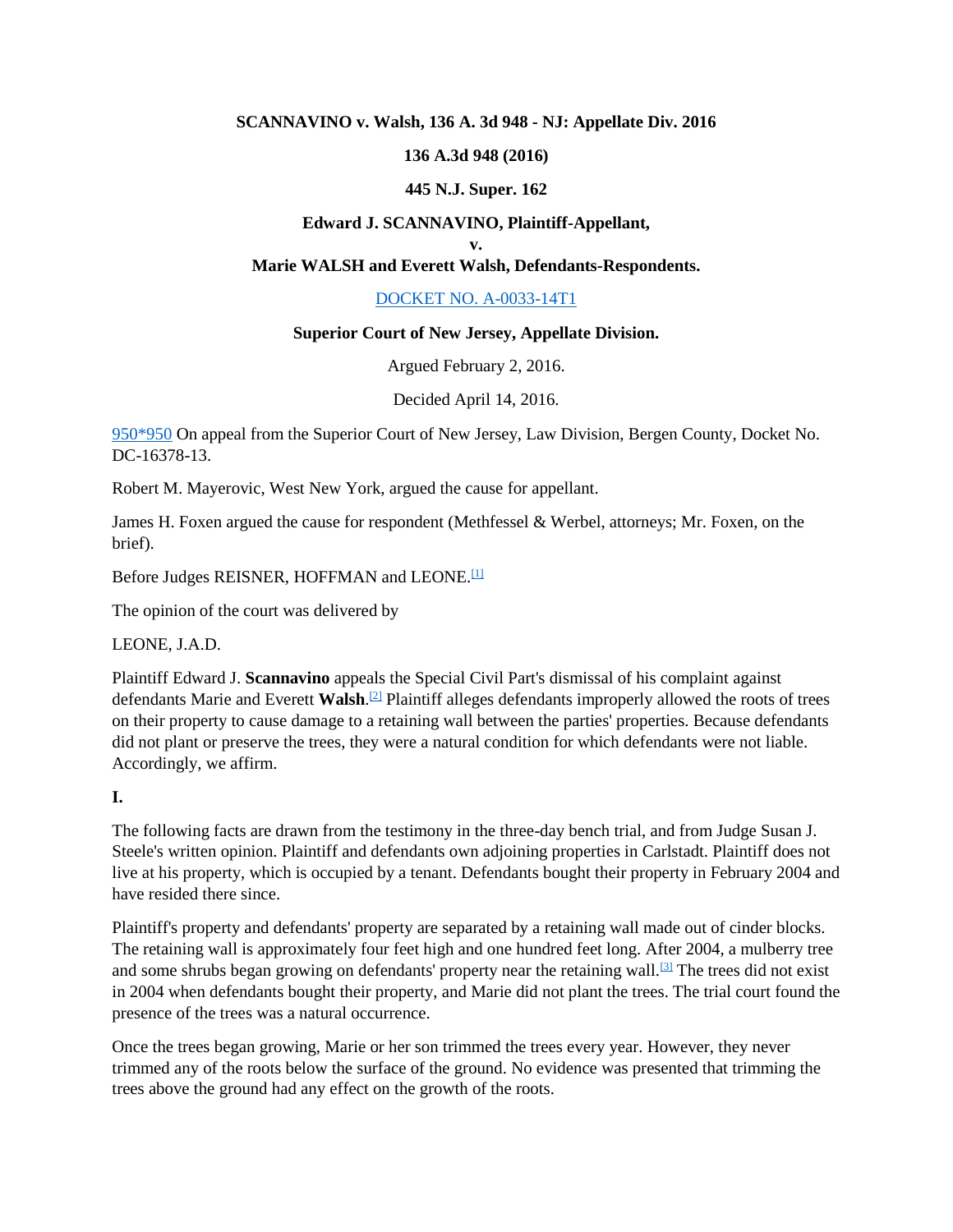**SCANNAVINO v. Walsh, 136 A. 3d 948 - NJ: Appellate Div. 2016**

**136 A.3d 948 (2016)**

**445 N.J. Super. 162**

**Edward J. SCANNAVINO, Plaintiff-Appellant,**
**v.**
**Marie WALSH and Everett Walsh, Defendants-Respondents.**

DOCKET NO. A-0033-14T1

**Superior Court of New Jersey, Appellate Division.**

Argued February 2, 2016.

Decided April 14, 2016.

950*950 On appeal from the Superior Court of New Jersey, Law Division, Bergen County, Docket No. DC-16378-13.

Robert M. Mayerovic, West New York, argued the cause for appellant.

James H. Foxen argued the cause for respondent (Methfessel & Werbel, attorneys; Mr. Foxen, on the brief).

Before Judges REISNER, HOFFMAN and LEONE.[1]

The opinion of the court was delivered by

LEONE, J.A.D.

Plaintiff Edward J. **Scannavino** appeals the Special Civil Part's dismissal of his complaint against defendants Marie and Everett **Walsh**.[2] Plaintiff alleges defendants improperly allowed the roots of trees on their property to cause damage to a retaining wall between the parties' properties. Because defendants did not plant or preserve the trees, they were a natural condition for which defendants were not liable. Accordingly, we affirm.

**I.**

The following facts are drawn from the testimony in the three-day bench trial, and from Judge Susan J. Steele's written opinion. Plaintiff and defendants own adjoining properties in Carlstadt. Plaintiff does not live at his property, which is occupied by a tenant. Defendants bought their property in February 2004 and have resided there since.

Plaintiff's property and defendants' property are separated by a retaining wall made out of cinder blocks. The retaining wall is approximately four feet high and one hundred feet long. After 2004, a mulberry tree and some shrubs began growing on defendants' property near the retaining wall.[3] The trees did not exist in 2004 when defendants bought their property, and Marie did not plant the trees. The trial court found the presence of the trees was a natural occurrence.

Once the trees began growing, Marie or her son trimmed the trees every year. However, they never trimmed any of the roots below the surface of the ground. No evidence was presented that trimming the trees above the ground had any effect on the growth of the roots.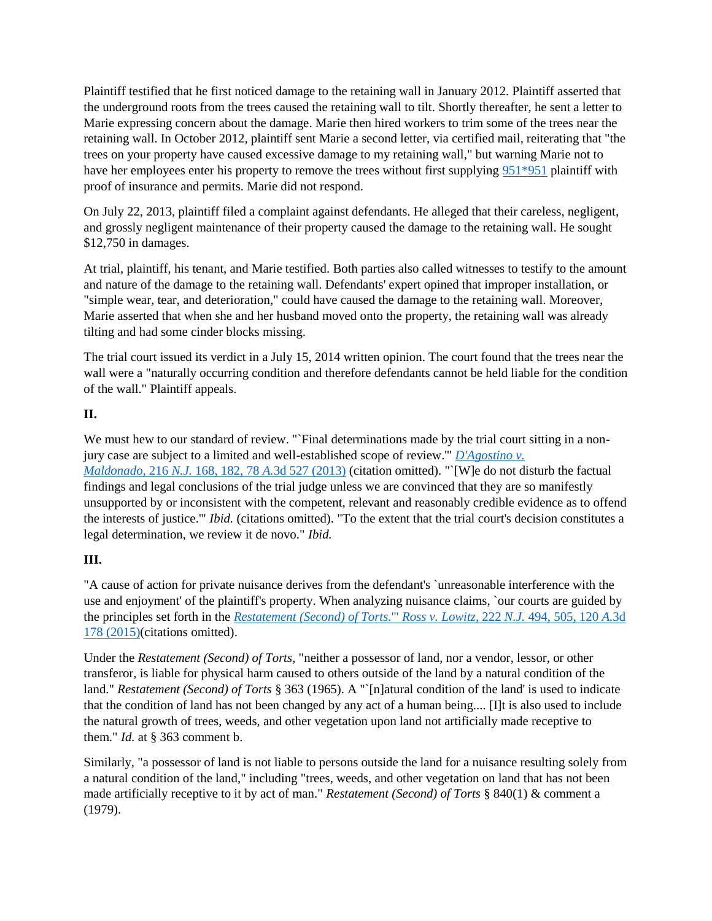Plaintiff testified that he first noticed damage to the retaining wall in January 2012. Plaintiff asserted that the underground roots from the trees caused the retaining wall to tilt. Shortly thereafter, he sent a letter to Marie expressing concern about the damage. Marie then hired workers to trim some of the trees near the retaining wall. In October 2012, plaintiff sent Marie a second letter, via certified mail, reiterating that "the trees on your property have caused excessive damage to my retaining wall," but warning Marie not to have her employees enter his property to remove the trees without first supplying 951*951 plaintiff with proof of insurance and permits. Marie did not respond.

On July 22, 2013, plaintiff filed a complaint against defendants. He alleged that their careless, negligent, and grossly negligent maintenance of their property caused the damage to the retaining wall. He sought $12,750 in damages.

At trial, plaintiff, his tenant, and Marie testified. Both parties also called witnesses to testify to the amount and nature of the damage to the retaining wall. Defendants' expert opined that improper installation, or "simple wear, tear, and deterioration," could have caused the damage to the retaining wall. Moreover, Marie asserted that when she and her husband moved onto the property, the retaining wall was already tilting and had some cinder blocks missing.

The trial court issued its verdict in a July 15, 2014 written opinion. The court found that the trees near the wall were a "naturally occurring condition and therefore defendants cannot be held liable for the condition of the wall." Plaintiff appeals.

## II.

We must hew to our standard of review. "`Final determinations made by the trial court sitting in a non-jury case are subject to a limited and well-established scope of review.'" *D'Agostino v. Maldonado,* 216 *N.J.* 168, 182, 78 *A.*3d 527 (2013) (citation omitted). "`[W]e do not disturb the factual findings and legal conclusions of the trial judge unless we are convinced that they are so manifestly unsupported by or inconsistent with the competent, relevant and reasonably credible evidence as to offend the interests of justice.'" *Ibid.* (citations omitted). "To the extent that the trial court's decision constitutes a legal determination, we review it de novo." *Ibid.*

## III.

"A cause of action for private nuisance derives from the defendant's `unreasonable interference with the use and enjoyment' of the plaintiff's property. When analyzing nuisance claims, `our courts are guided by the principles set forth in the *Restatement (Second) of Torts.*'" *Ross v. Lowitz,* 222 *N.J.* 494, 505, 120 *A.*3d 178 (2015)(citations omitted).

Under the *Restatement (Second) of Torts,* "neither a possessor of land, nor a vendor, lessor, or other transferor, is liable for physical harm caused to others outside of the land by a natural condition of the land." *Restatement (Second) of Torts* § 363 (1965). A "`[n]atural condition of the land' is used to indicate that the condition of land has not been changed by any act of a human being.... [I]t is also used to include the natural growth of trees, weeds, and other vegetation upon land not artificially made receptive to them." *Id.* at § 363 comment b.

Similarly, "a possessor of land is not liable to persons outside the land for a nuisance resulting solely from a natural condition of the land," including "trees, weeds, and other vegetation on land that has not been made artificially receptive to it by act of man." *Restatement (Second) of Torts* § 840(1) & comment a (1979).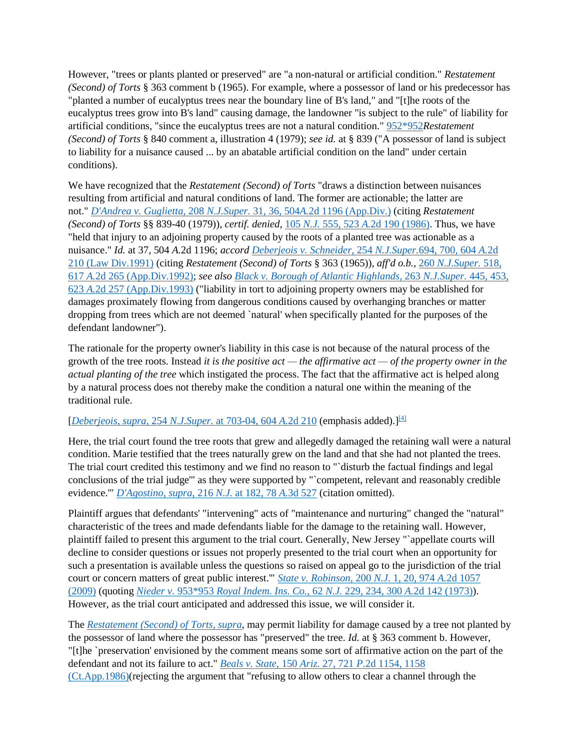However, "trees or plants planted or preserved" are "a non-natural or artificial condition." *Restatement (Second) of Torts* § 363 comment b (1965). For example, where a possessor of land or his predecessor has "planted a number of eucalyptus trees near the boundary line of B's land," and "[t]he roots of the eucalyptus trees grow into B's land" causing damage, the landowner "is subject to the rule" of liability for artificial conditions, "since the eucalyptus trees are not a natural condition." 952*952*Restatement (Second) of Torts* § 840 comment a, illustration 4 (1979); *see id.* at § 839 ("A possessor of land is subject to liability for a nuisance caused ... by an abatable artificial condition on the land" under certain conditions).

We have recognized that the *Restatement (Second) of Torts* "draws a distinction between nuisances resulting from artificial and natural conditions of land. The former are actionable; the latter are not." *D'Andrea v. Guglietta,* 208 *N.J.Super.* 31, 36, 504*A.*2d 1196 (App.Div.) (citing *Restatement (Second) of Torts* §§ 839-40 (1979)), *certif. denied*, 105 *N.J.* 555, 523 *A.*2d 190 (1986). Thus, we have "held that injury to an adjoining property caused by the roots of a planted tree was actionable as a nuisance." *Id.* at 37, 504 *A.*2d 1196; *accord Deberjeois v. Schneider,* 254 *N.J.Super.*694, 700, 604 *A.*2d 210 (Law Div.1991) (citing *Restatement (Second) of Torts* § 363 (1965)), *aff'd o.b.*, 260 *N.J.Super.* 518, 617 *A.*2d 265 (App.Div.1992); *see also Black v. Borough of Atlantic Highlands,* 263 *N.J.Super.* 445, 453, 623 *A.*2d 257 (App.Div.1993) ("liability in tort to adjoining property owners may be established for damages proximately flowing from dangerous conditions caused by overhanging branches or matter dropping from trees which are not deemed `natural' when specifically planted for the purposes of the defendant landowner").

The rationale for the property owner's liability in this case is not because of the natural process of the growth of the tree roots. Instead *it is the positive act — the affirmative act — of the property owner in the actual planting of the tree* which instigated the process. The fact that the affirmative act is helped along by a natural process does not thereby make the condition a natural one within the meaning of the traditional rule.

[*Deberjeois, supra*, 254 *N.J.Super.* at 703-04, 604 *A.*2d 210 (emphasis added).][4]

Here, the trial court found the tree roots that grew and allegedly damaged the retaining wall were a natural condition. Marie testified that the trees naturally grew on the land and that she had not planted the trees. The trial court credited this testimony and we find no reason to "`disturb the factual findings and legal conclusions of the trial judge'" as they were supported by "`competent, relevant and reasonably credible evidence.'" *D'Agostino, supra,* 216 *N.J.* at 182, 78 *A.*3d 527 (citation omitted).

Plaintiff argues that defendants' "intervening" acts of "maintenance and nurturing" changed the "natural" characteristic of the trees and made defendants liable for the damage to the retaining wall. However, plaintiff failed to present this argument to the trial court. Generally, New Jersey "`appellate courts will decline to consider questions or issues not properly presented to the trial court when an opportunity for such a presentation is available unless the questions so raised on appeal go to the jurisdiction of the trial court or concern matters of great public interest.'" *State v. Robinson,* 200 *N.J.* 1, 20, 974 *A.*2d 1057 (2009) (quoting *Nieder v.* 953*953 *Royal Indem. Ins. Co.,* 62 *N.J.* 229, 234, 300 *A.*2d 142 (1973)). However, as the trial court anticipated and addressed this issue, we will consider it.

The *Restatement (Second) of Torts, supra,* may permit liability for damage caused by a tree not planted by the possessor of land where the possessor has "preserved" the tree. *Id.* at § 363 comment b. However, "[t]he `preservation' envisioned by the comment means some sort of affirmative action on the part of the defendant and not its failure to act." *Beals v. State,* 150 *Ariz.* 27, 721 *P.*2d 1154, 1158 (Ct.App.1986)(rejecting the argument that "refusing to allow others to clear a channel through the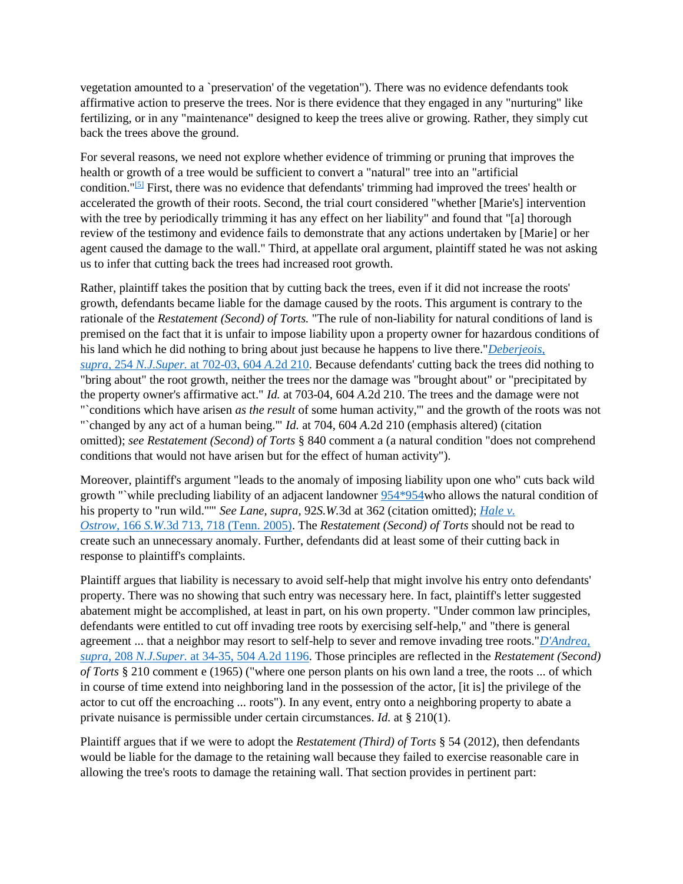vegetation amounted to a `preservation' of the vegetation"). There was no evidence defendants took affirmative action to preserve the trees. Nor is there evidence that they engaged in any "nurturing" like fertilizing, or in any "maintenance" designed to keep the trees alive or growing. Rather, they simply cut back the trees above the ground.

For several reasons, we need not explore whether evidence of trimming or pruning that improves the health or growth of a tree would be sufficient to convert a "natural" tree into an "artificial condition."[5] First, there was no evidence that defendants' trimming had improved the trees' health or accelerated the growth of their roots. Second, the trial court considered "whether [Marie's] intervention with the tree by periodically trimming it has any effect on her liability" and found that "[a] thorough review of the testimony and evidence fails to demonstrate that any actions undertaken by [Marie] or her agent caused the damage to the wall." Third, at appellate oral argument, plaintiff stated he was not asking us to infer that cutting back the trees had increased root growth.

Rather, plaintiff takes the position that by cutting back the trees, even if it did not increase the roots' growth, defendants became liable for the damage caused by the roots. This argument is contrary to the rationale of the *Restatement (Second) of Torts.* "The rule of non-liability for natural conditions of land is premised on the fact that it is unfair to impose liability upon a property owner for hazardous conditions of his land which he did nothing to bring about just because he happens to live there."*Deberjeois, supra,* 254 *N.J.Super.* at 702-03, 604 *A.*2d 210. Because defendants' cutting back the trees did nothing to "bring about" the root growth, neither the trees nor the damage was "brought about" or "precipitated by the property owner's affirmative act." *Id.* at 703-04, 604 *A.*2d 210. The trees and the damage were not "`conditions which have arisen *as the result* of some human activity,'" and the growth of the roots was not "`changed by any act of a human being.'" *Id.* at 704, 604 *A.*2d 210 (emphasis altered) (citation omitted); *see Restatement (Second) of Torts* § 840 comment a (a natural condition "does not comprehend conditions that would not have arisen but for the effect of human activity").

Moreover, plaintiff's argument "leads to the anomaly of imposing liability upon one who" cuts back wild growth "`while precluding liability of an adjacent landowner 954*954who allows the natural condition of his property to "run wild."'" *See Lane, supra,* 92*S.W.*3d at 362 (citation omitted); *Hale v. Ostrow,* 166 *S.W.*3d 713, 718 (Tenn. 2005). The *Restatement (Second) of Torts* should not be read to create such an unnecessary anomaly. Further, defendants did at least some of their cutting back in response to plaintiff's complaints.

Plaintiff argues that liability is necessary to avoid self-help that might involve his entry onto defendants' property. There was no showing that such entry was necessary here. In fact, plaintiff's letter suggested abatement might be accomplished, at least in part, on his own property. "Under common law principles, defendants were entitled to cut off invading tree roots by exercising self-help," and "there is general agreement ... that a neighbor may resort to self-help to sever and remove invading tree roots."*D'Andrea, supra,* 208 *N.J.Super.* at 34-35, 504 *A.*2d 1196. Those principles are reflected in the *Restatement (Second) of Torts* § 210 comment e (1965) ("where one person plants on his own land a tree, the roots ... of which in course of time extend into neighboring land in the possession of the actor, [it is] the privilege of the actor to cut off the encroaching ... roots"). In any event, entry onto a neighboring property to abate a private nuisance is permissible under certain circumstances. *Id.* at § 210(1).

Plaintiff argues that if we were to adopt the *Restatement (Third) of Torts* § 54 (2012), then defendants would be liable for the damage to the retaining wall because they failed to exercise reasonable care in allowing the tree's roots to damage the retaining wall. That section provides in pertinent part: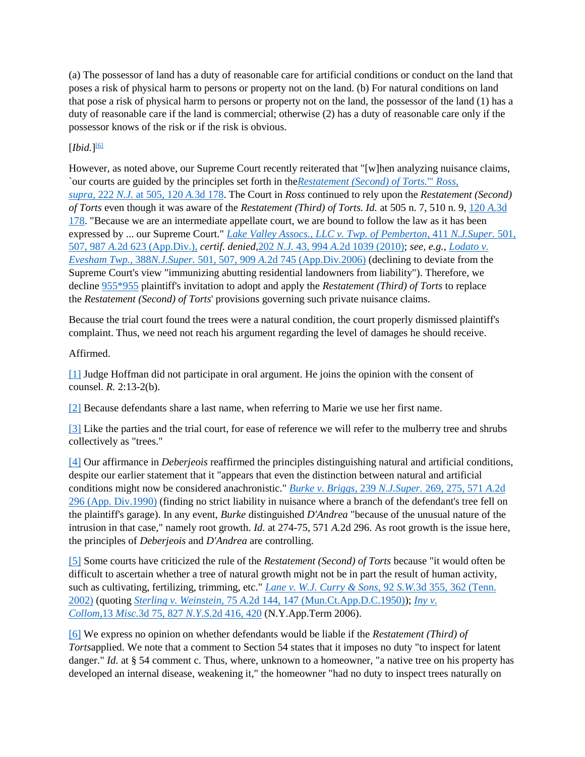(a) The possessor of land has a duty of reasonable care for artificial conditions or conduct on the land that poses a risk of physical harm to persons or property not on the land. (b) For natural conditions on land that pose a risk of physical harm to persons or property not on the land, the possessor of the land (1) has a duty of reasonable care if the land is commercial; otherwise (2) has a duty of reasonable care only if the possessor knows of the risk or if the risk is obvious.

[*Ibid.*][6]

However, as noted above, our Supreme Court recently reiterated that "[w]hen analyzing nuisance claims, `our courts are guided by the principles set forth in the *Restatement (Second) of Torts*.'" *Ross, supra,* 222 *N.J.* at 505, 120 *A.*3d 178. The Court in *Ross* continued to rely upon the *Restatement (Second) of Torts* even though it was aware of the *Restatement (Third) of Torts. Id.* at 505 n. 7, 510 n. 9, 120 *A.*3d 178. "Because we are an intermediate appellate court, we are bound to follow the law as it has been expressed by ... our Supreme Court." *Lake Valley Assocs., LLC v. Twp. of Pemberton,* 411 *N.J.Super.* 501, 507, 987 *A.*2d 623 (App.Div.), *certif. denied,*202 *N.J.* 43, 994 *A.*2d 1039 (2010); *see, e.g., Lodato v. Evesham Twp.,* 388*N.J.Super.* 501, 507, 909 *A.*2d 745 (App.Div.2006) (declining to deviate from the Supreme Court's view "immunizing abutting residential landowners from liability"). Therefore, we decline 955*955 plaintiff's invitation to adopt and apply the *Restatement (Third) of Torts* to replace the *Restatement (Second) of Torts*' provisions governing such private nuisance claims.

Because the trial court found the trees were a natural condition, the court properly dismissed plaintiff's complaint. Thus, we need not reach his argument regarding the level of damages he should receive.

Affirmed.

[1] Judge Hoffman did not participate in oral argument. He joins the opinion with the consent of counsel. *R.* 2:13-2(b).

[2] Because defendants share a last name, when referring to Marie we use her first name.

[3] Like the parties and the trial court, for ease of reference we will refer to the mulberry tree and shrubs collectively as "trees."

[4] Our affirmance in *Deberjeois* reaffirmed the principles distinguishing natural and artificial conditions, despite our earlier statement that it "appears that even the distinction between natural and artificial conditions might now be considered anachronistic." *Burke v. Briggs,* 239 *N.J.Super.* 269, 275, 571 *A.*2d 296 (App. Div.1990) (finding no strict liability in nuisance where a branch of the defendant's tree fell on the plaintiff's garage). In any event, *Burke* distinguished *D'Andrea* "because of the unusual nature of the intrusion in that case," namely root growth. *Id.* at 274-75, 571 *A.*2d 296. As root growth is the issue here, the principles of *Deberjeois* and *D'Andrea* are controlling.

[5] Some courts have criticized the rule of the *Restatement (Second) of Torts* because "it would often be difficult to ascertain whether a tree of natural growth might not be in part the result of human activity, such as cultivating, fertilizing, trimming, etc." *Lane v. W.J. Curry & Sons,* 92 *S.W.*3d 355, 362 (Tenn. 2002) (quoting *Sterling v. Weinstein,* 75 *A.*2d 144, 147 (Mun.Ct.App.D.C.1950)); *Iny v. Collom,*13 *Misc.*3d 75, 827 *N.Y.S.*2d 416, 420 (N.Y.App.Term 2006).

[6] We express no opinion on whether defendants would be liable if the *Restatement (Third) of Torts*applied. We note that a comment to Section 54 states that it imposes no duty "to inspect for latent danger." *Id.* at § 54 comment c. Thus, where, unknown to a homeowner, "a native tree on his property has developed an internal disease, weakening it," the homeowner "had no duty to inspect trees naturally on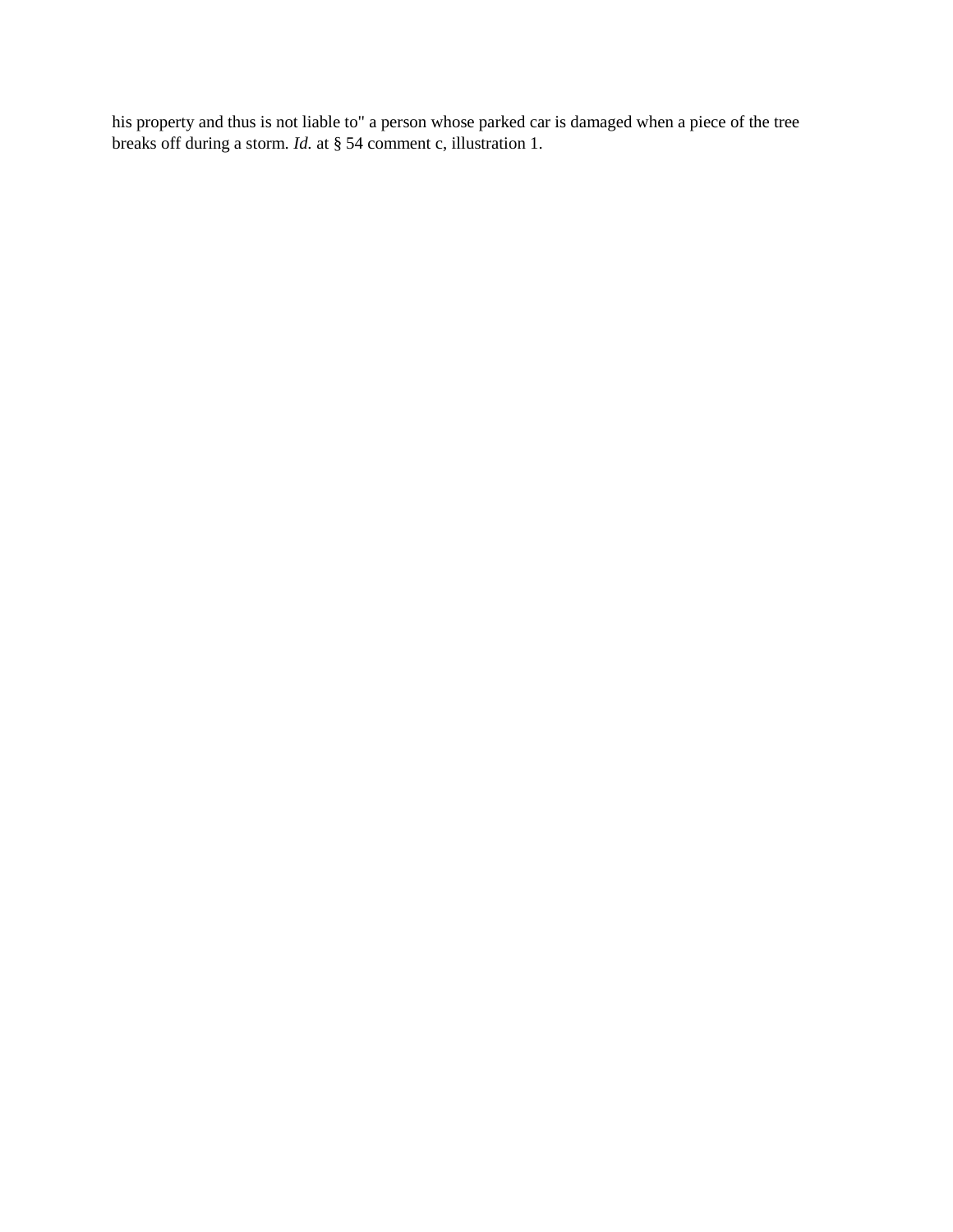his property and thus is not liable to" a person whose parked car is damaged when a piece of the tree breaks off during a storm. *Id.* at § 54 comment c, illustration 1.